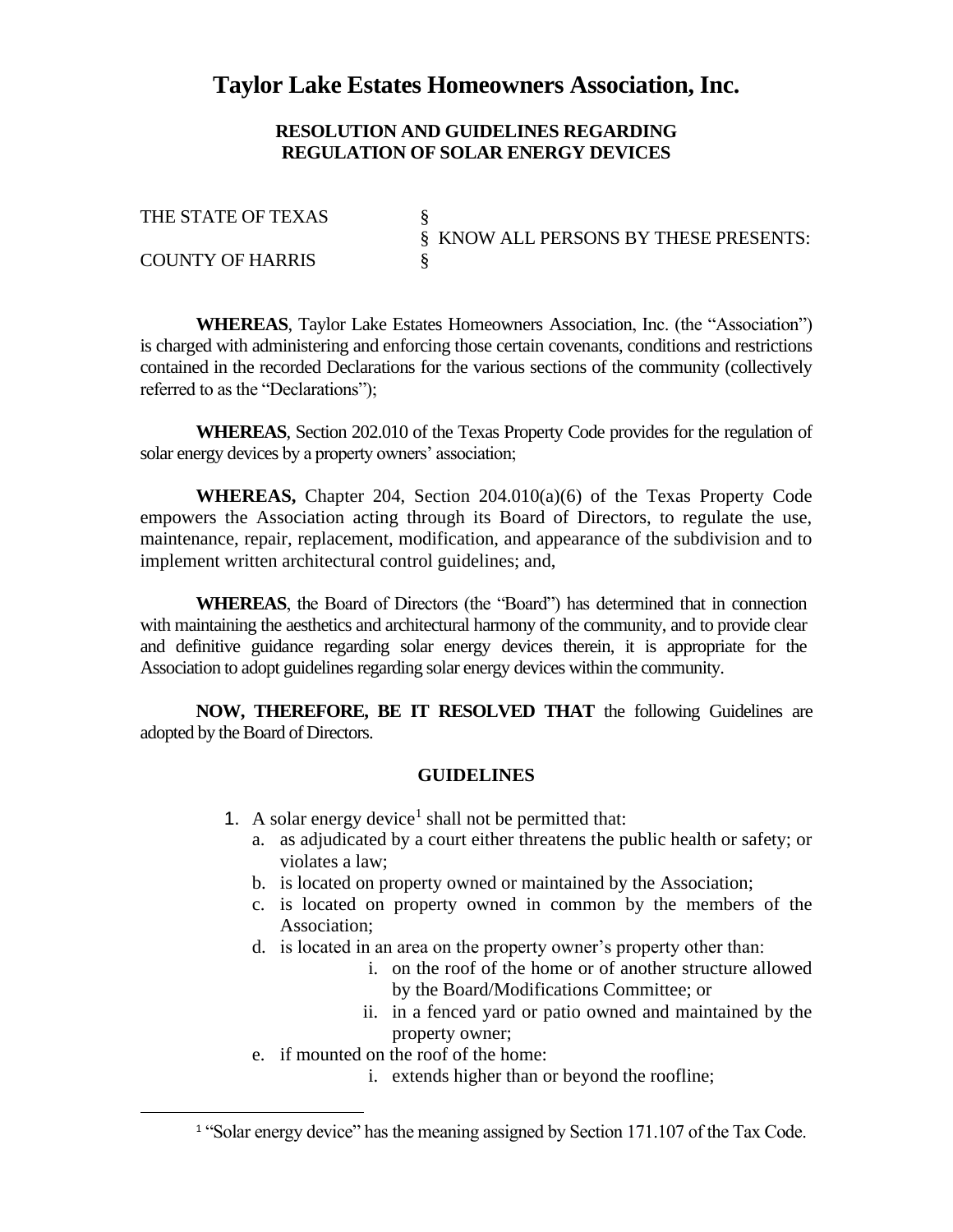# Taylor Lake Estates Homeowners Association, Inc.

## RESOLUTION AND GUIDELINES REGARDING REGULATION OF SOLAR ENERGY DEVICES

THE STATE OF TEXAS §
§ KNOW ALL PERSONS BY THESE PRESENTS:
COUNTY OF HARRIS §

**WHEREAS**, Taylor Lake Estates Homeowners Association, Inc. (the "Association") is charged with administering and enforcing those certain covenants, conditions and restrictions contained in the recorded Declarations for the various sections of the community (collectively referred to as the "Declarations");

**WHEREAS**, Section 202.010 of the Texas Property Code provides for the regulation of solar energy devices by a property owners' association;

**WHEREAS,** Chapter 204, Section 204.010(a)(6) of the Texas Property Code empowers the Association acting through its Board of Directors, to regulate the use, maintenance, repair, replacement, modification, and appearance of the subdivision and to implement written architectural control guidelines; and,

**WHEREAS**, the Board of Directors (the "Board") has determined that in connection with maintaining the aesthetics and architectural harmony of the community, and to provide clear and definitive guidance regarding solar energy devices therein, it is appropriate for the Association to adopt guidelines regarding solar energy devices within the community.

**NOW, THEREFORE, BE IT RESOLVED THAT** the following Guidelines are adopted by the Board of Directors.

### GUIDELINES

1. A solar energy device[1] shall not be permitted that:
   a. as adjudicated by a court either threatens the public health or safety; or violates a law;
   b. is located on property owned or maintained by the Association;
   c. is located on property owned in common by the members of the Association;
   d. is located in an area on the property owner's property other than:
      i. on the roof of the home or of another structure allowed by the Board/Modifications Committee; or
      ii. in a fenced yard or patio owned and maintained by the property owner;
   e. if mounted on the roof of the home:
      i. extends higher than or beyond the roofline;

[1] "Solar energy device" has the meaning assigned by Section 171.107 of the Tax Code.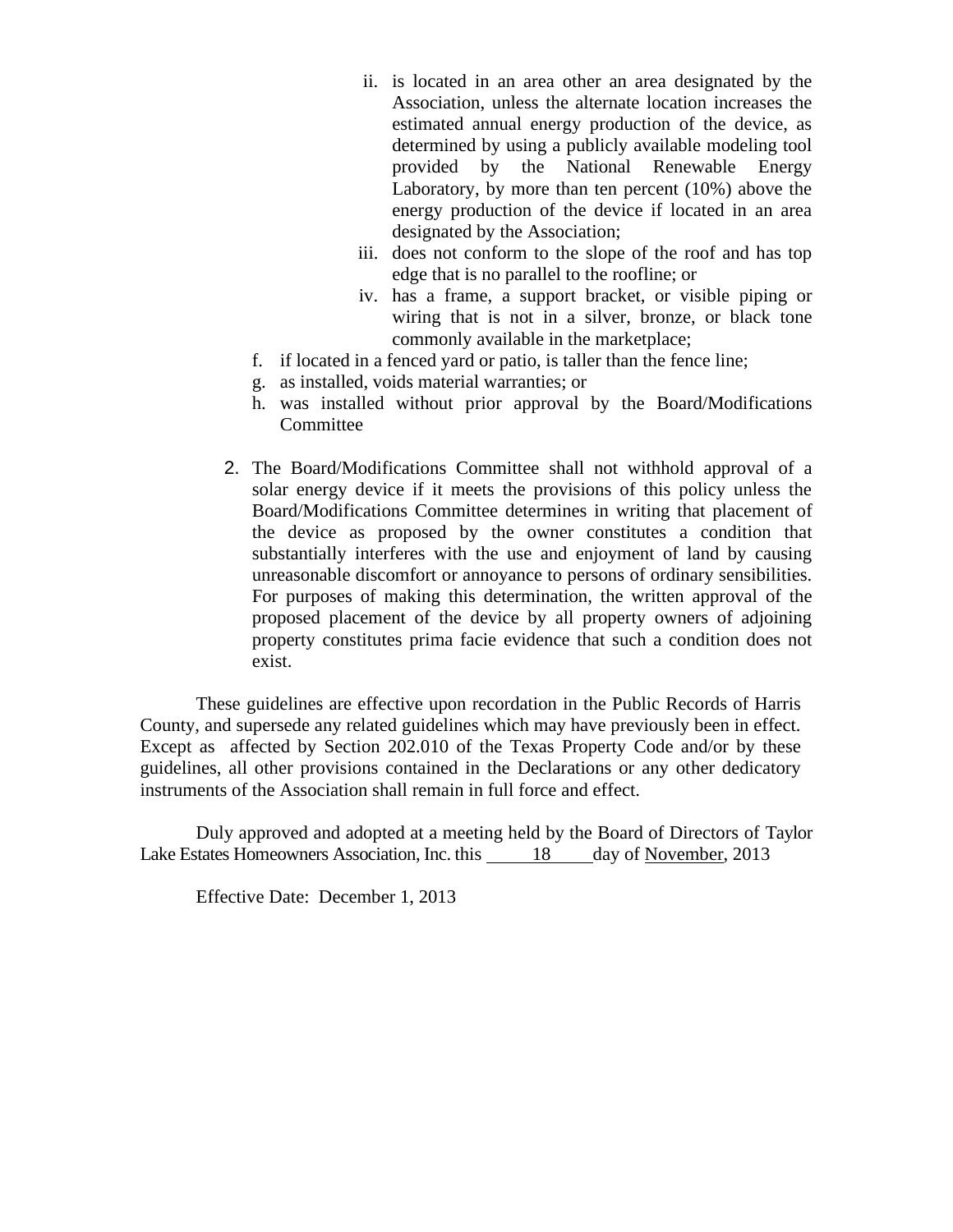ii. is located in an area other an area designated by the Association, unless the alternate location increases the estimated annual energy production of the device, as determined by using a publicly available modeling tool provided by the National Renewable Energy Laboratory, by more than ten percent (10%) above the energy production of the device if located in an area designated by the Association;

iii. does not conform to the slope of the roof and has top edge that is no parallel to the roofline; or

iv. has a frame, a support bracket, or visible piping or wiring that is not in a silver, bronze, or black tone commonly available in the marketplace;

f. if located in a fenced yard or patio, is taller than the fence line;

g. as installed, voids material warranties; or

h. was installed without prior approval by the Board/Modifications Committee

2. The Board/Modifications Committee shall not withhold approval of a solar energy device if it meets the provisions of this policy unless the Board/Modifications Committee determines in writing that placement of the device as proposed by the owner constitutes a condition that substantially interferes with the use and enjoyment of land by causing unreasonable discomfort or annoyance to persons of ordinary sensibilities. For purposes of making this determination, the written approval of the proposed placement of the device by all property owners of adjoining property constitutes prima facie evidence that such a condition does not exist.

These guidelines are effective upon recordation in the Public Records of Harris County, and supersede any related guidelines which may have previously been in effect. Except as affected by Section 202.010 of the Texas Property Code and/or by these guidelines, all other provisions contained in the Declarations or any other dedicatory instruments of the Association shall remain in full force and effect.

Duly approved and adopted at a meeting held by the Board of Directors of Taylor Lake Estates Homeowners Association, Inc. this 18 day of November, 2013

Effective Date: December 1, 2013